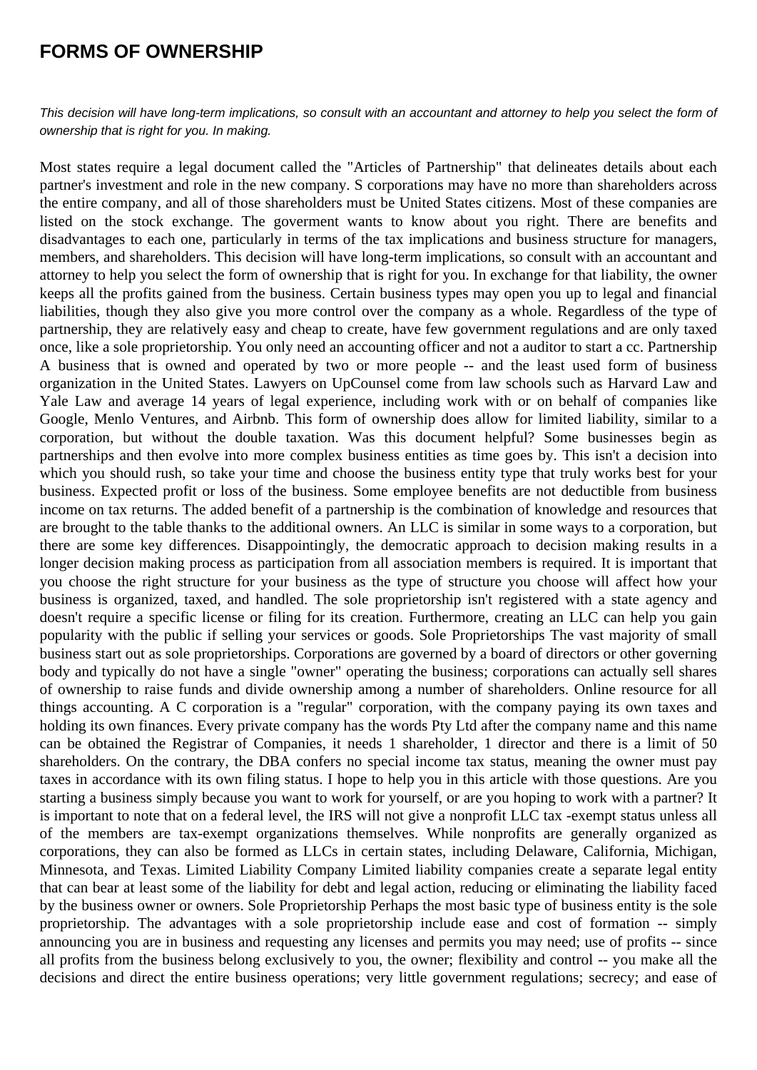# FORMS OF OWNERSHIP

*This decision will have long-term implications, so consult with an accountant and attorney to help you select the form of ownership that is right for you. In making.*

Most states require a legal document called the "Articles of Partnership" that delineates details about each partner's investment and role in the new company. S corporations may have no more than shareholders across the entire company, and all of those shareholders must be United States citizens. Most of these companies are listed on the stock exchange. The goverment wants to know about you right. There are benefits and disadvantages to each one, particularly in terms of the tax implications and business structure for managers, members, and shareholders. This decision will have long-term implications, so consult with an accountant and attorney to help you select the form of ownership that is right for you. In exchange for that liability, the owner keeps all the profits gained from the business. Certain business types may open you up to legal and financial liabilities, though they also give you more control over the company as a whole. Regardless of the type of partnership, they are relatively easy and cheap to create, have few government regulations and are only taxed once, like a sole proprietorship. You only need an accounting officer and not a auditor to start a cc. Partnership A business that is owned and operated by two or more people -- and the least used form of business organization in the United States. Lawyers on UpCounsel come from law schools such as Harvard Law and Yale Law and average 14 years of legal experience, including work with or on behalf of companies like Google, Menlo Ventures, and Airbnb. This form of ownership does allow for limited liability, similar to a corporation, but without the double taxation. Was this document helpful? Some businesses begin as partnerships and then evolve into more complex business entities as time goes by. This isn't a decision into which you should rush, so take your time and choose the business entity type that truly works best for your business. Expected profit or loss of the business. Some employee benefits are not deductible from business income on tax returns. The added benefit of a partnership is the combination of knowledge and resources that are brought to the table thanks to the additional owners. An LLC is similar in some ways to a corporation, but there are some key differences. Disappointingly, the democratic approach to decision making results in a longer decision making process as participation from all association members is required. It is important that you choose the right structure for your business as the type of structure you choose will affect how your business is organized, taxed, and handled. The sole proprietorship isn't registered with a state agency and doesn't require a specific license or filing for its creation. Furthermore, creating an LLC can help you gain popularity with the public if selling your services or goods. Sole Proprietorships The vast majority of small business start out as sole proprietorships. Corporations are governed by a board of directors or other governing body and typically do not have a single "owner" operating the business; corporations can actually sell shares of ownership to raise funds and divide ownership among a number of shareholders. Online resource for all things accounting. A C corporation is a "regular" corporation, with the company paying its own taxes and holding its own finances. Every private company has the words Pty Ltd after the company name and this name can be obtained the Registrar of Companies, it needs 1 shareholder, 1 director and there is a limit of 50 shareholders. On the contrary, the DBA confers no special income tax status, meaning the owner must pay taxes in accordance with its own filing status. I hope to help you in this article with those questions. Are you starting a business simply because you want to work for yourself, or are you hoping to work with a partner? It is important to note that on a federal level, the IRS will not give a nonprofit LLC tax -exempt status unless all of the members are tax-exempt organizations themselves. While nonprofits are generally organized as corporations, they can also be formed as LLCs in certain states, including Delaware, California, Michigan, Minnesota, and Texas. Limited Liability Company Limited liability companies create a separate legal entity that can bear at least some of the liability for debt and legal action, reducing or eliminating the liability faced by the business owner or owners. Sole Proprietorship Perhaps the most basic type of business entity is the sole proprietorship. The advantages with a sole proprietorship include ease and cost of formation -- simply announcing you are in business and requesting any licenses and permits you may need; use of profits -- since all profits from the business belong exclusively to you, the owner; flexibility and control -- you make all the decisions and direct the entire business operations; very little government regulations; secrecy; and ease of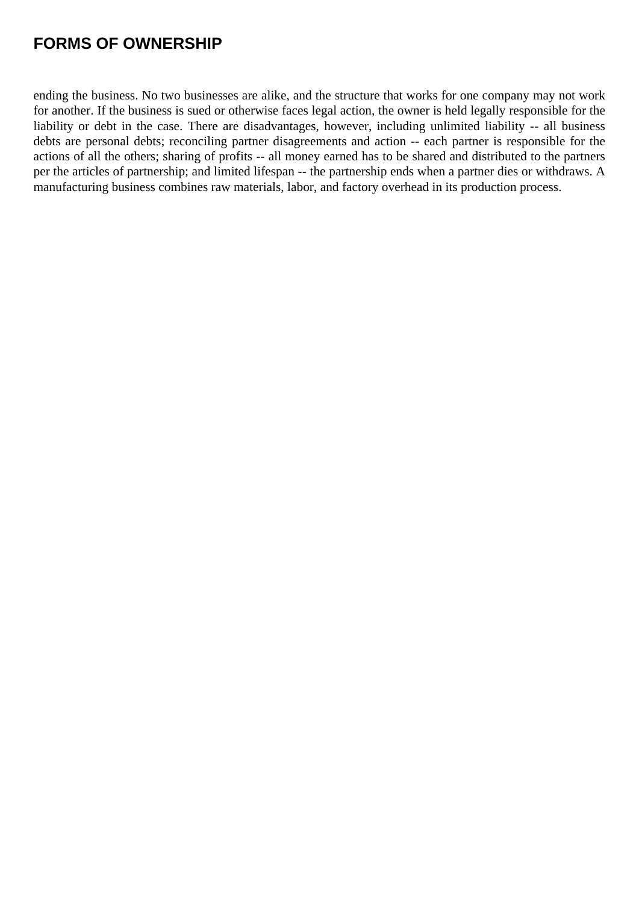ending the business. No two businesses are alike, and the structure that works for one company may not work for another. If the business is sued or otherwise faces legal action, the owner is held legally responsible for the liability or debt in the case. There are disadvantages, however, including unlimited liability -- all business debts are personal debts; reconciling partner disagreements and action -- each partner is responsible for the actions of all the others; sharing of profits -- all money earned has to be shared and distributed to the partners per the articles of partnership; and limited lifespan -- the partnership ends when a partner dies or withdraws. A manufacturing business combines raw materials, labor, and factory overhead in its production process.